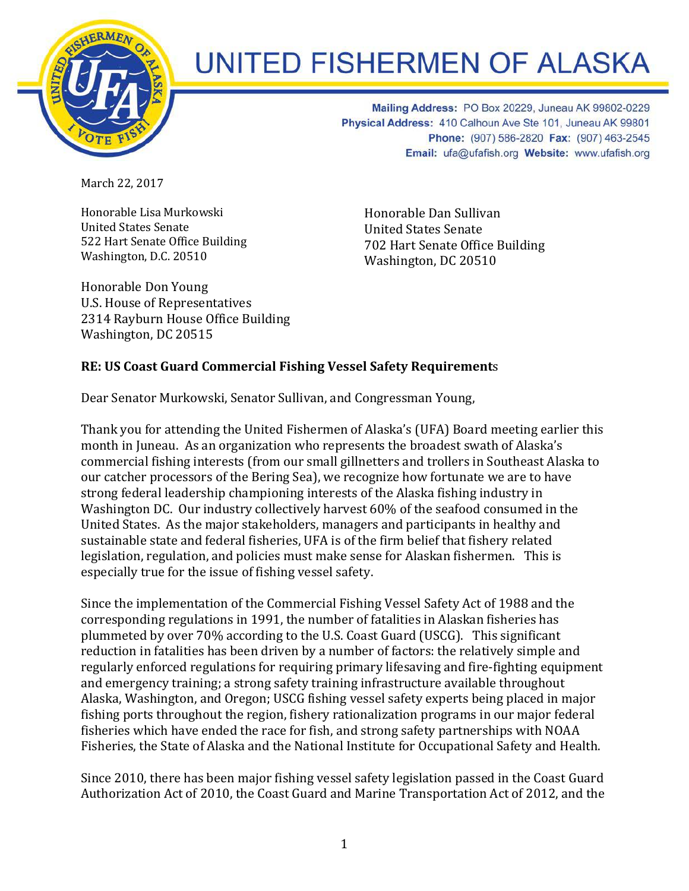# UNITED FISHERMEN OF ALASKA

**Mailing Address:** PO Box 20229, Juneau AK 99802-0229
**Physical Address:** 410 Calhoun Ave Ste 101, Juneau AK 99801
**Phone:** (907) 586-2820 **Fax:** (907) 463-2545
**Email:** ufa@ufafish.org **Website:** www.ufafish.org

March 22, 2017

Honorable Lisa Murkowski
United States Senate
522 Hart Senate Office Building
Washington, D.C. 20510

Honorable Dan Sullivan
United States Senate
702 Hart Senate Office Building
Washington, DC 20510

Honorable Don Young
U.S. House of Representatives
2314 Rayburn House Office Building
Washington, DC 20515

**RE: US Coast Guard Commercial Fishing Vessel Safety Requirements**

Dear Senator Murkowski, Senator Sullivan, and Congressman Young,

Thank you for attending the United Fishermen of Alaska's (UFA) Board meeting earlier this month in Juneau. As an organization who represents the broadest swath of Alaska's commercial fishing interests (from our small gillnetters and trollers in Southeast Alaska to our catcher processors of the Bering Sea), we recognize how fortunate we are to have strong federal leadership championing interests of the Alaska fishing industry in Washington DC. Our industry collectively harvest 60% of the seafood consumed in the United States. As the major stakeholders, managers and participants in healthy and sustainable state and federal fisheries, UFA is of the firm belief that fishery related legislation, regulation, and policies must make sense for Alaskan fishermen. This is especially true for the issue of fishing vessel safety.

Since the implementation of the Commercial Fishing Vessel Safety Act of 1988 and the corresponding regulations in 1991, the number of fatalities in Alaskan fisheries has plummeted by over 70% according to the U.S. Coast Guard (USCG). This significant reduction in fatalities has been driven by a number of factors: the relatively simple and regularly enforced regulations for requiring primary lifesaving and fire-fighting equipment and emergency training; a strong safety training infrastructure available throughout Alaska, Washington, and Oregon; USCG fishing vessel safety experts being placed in major fishing ports throughout the region, fishery rationalization programs in our major federal fisheries which have ended the race for fish, and strong safety partnerships with NOAA Fisheries, the State of Alaska and the National Institute for Occupational Safety and Health.

Since 2010, there has been major fishing vessel safety legislation passed in the Coast Guard Authorization Act of 2010, the Coast Guard and Marine Transportation Act of 2012, and the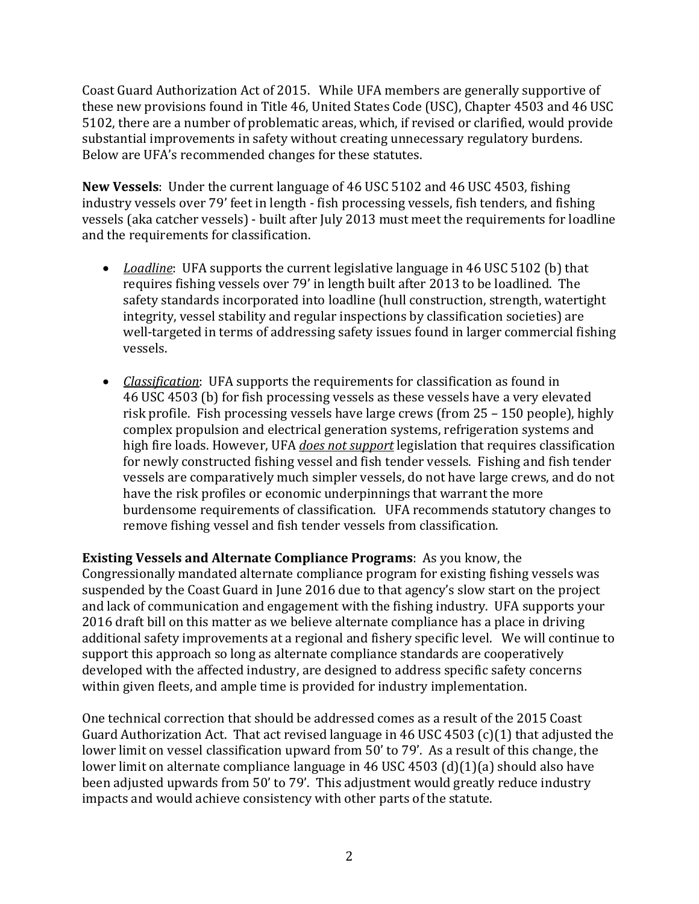Coast Guard Authorization Act of 2015. While UFA members are generally supportive of these new provisions found in Title 46, United States Code (USC), Chapter 4503 and 46 USC 5102, there are a number of problematic areas, which, if revised or clarified, would provide substantial improvements in safety without creating unnecessary regulatory burdens. Below are UFA's recommended changes for these statutes.

**New Vessels**: Under the current language of 46 USC 5102 and 46 USC 4503, fishing industry vessels over 79' feet in length - fish processing vessels, fish tenders, and fishing vessels (aka catcher vessels) - built after July 2013 must meet the requirements for loadline and the requirements for classification.

- *Loadline*: UFA supports the current legislative language in 46 USC 5102 (b) that requires fishing vessels over 79' in length built after 2013 to be loadlined. The safety standards incorporated into loadline (hull construction, strength, watertight integrity, vessel stability and regular inspections by classification societies) are well-targeted in terms of addressing safety issues found in larger commercial fishing vessels.
- *Classification*: UFA supports the requirements for classification as found in 46 USC 4503 (b) for fish processing vessels as these vessels have a very elevated risk profile. Fish processing vessels have large crews (from 25 – 150 people), highly complex propulsion and electrical generation systems, refrigeration systems and high fire loads. However, UFA ***does not support*** legislation that requires classification for newly constructed fishing vessel and fish tender vessels. Fishing and fish tender vessels are comparatively much simpler vessels, do not have large crews, and do not have the risk profiles or economic underpinnings that warrant the more burdensome requirements of classification. UFA recommends statutory changes to remove fishing vessel and fish tender vessels from classification.

**Existing Vessels and Alternate Compliance Programs**: As you know, the Congressionally mandated alternate compliance program for existing fishing vessels was suspended by the Coast Guard in June 2016 due to that agency's slow start on the project and lack of communication and engagement with the fishing industry. UFA supports your 2016 draft bill on this matter as we believe alternate compliance has a place in driving additional safety improvements at a regional and fishery specific level. We will continue to support this approach so long as alternate compliance standards are cooperatively developed with the affected industry, are designed to address specific safety concerns within given fleets, and ample time is provided for industry implementation.

One technical correction that should be addressed comes as a result of the 2015 Coast Guard Authorization Act. That act revised language in 46 USC 4503 (c)(1) that adjusted the lower limit on vessel classification upward from 50' to 79'. As a result of this change, the lower limit on alternate compliance language in 46 USC 4503 (d)(1)(a) should also have been adjusted upwards from 50' to 79'. This adjustment would greatly reduce industry impacts and would achieve consistency with other parts of the statute.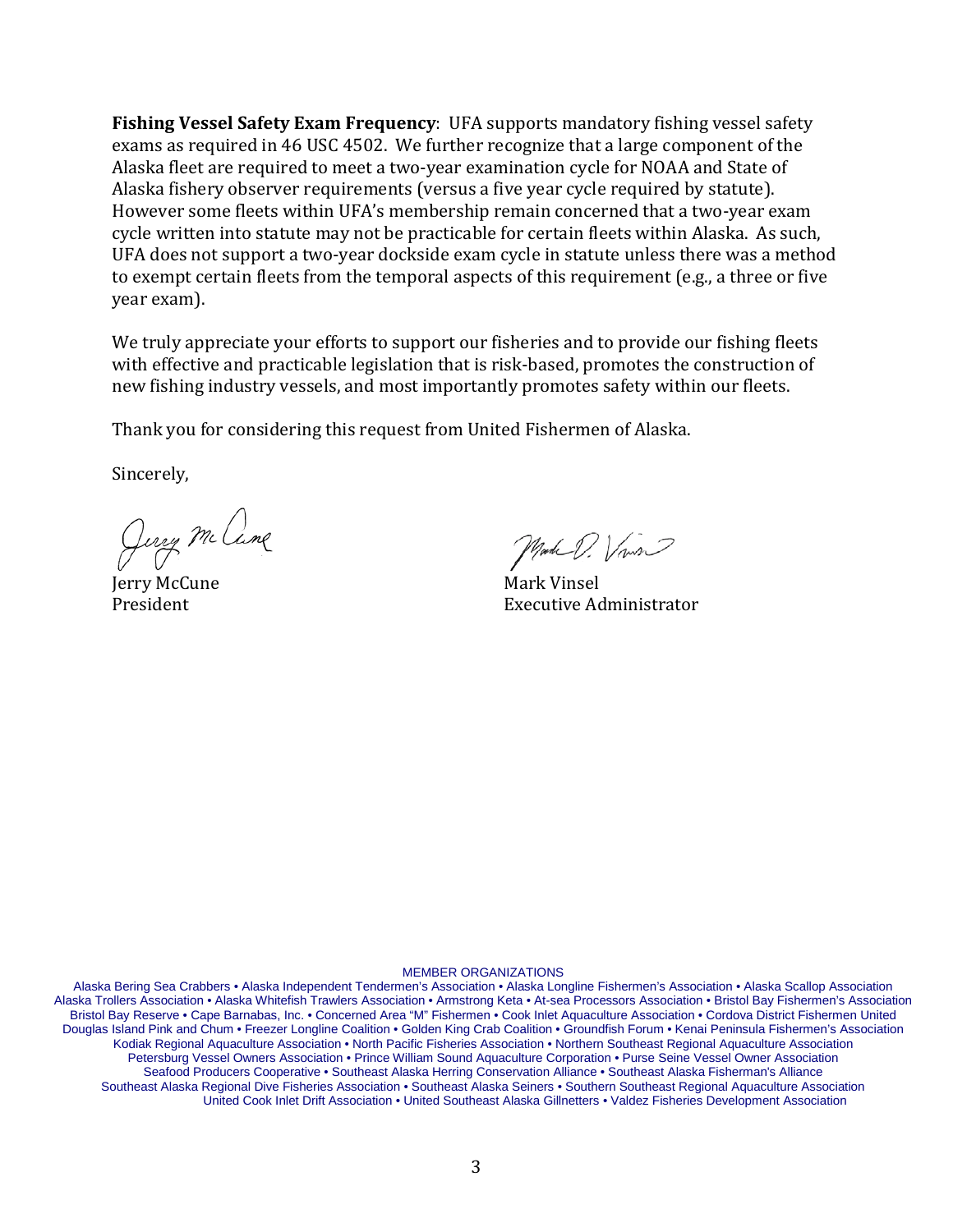**Fishing Vessel Safety Exam Frequency**: UFA supports mandatory fishing vessel safety exams as required in 46 USC 4502. We further recognize that a large component of the Alaska fleet are required to meet a two-year examination cycle for NOAA and State of Alaska fishery observer requirements (versus a five year cycle required by statute). However some fleets within UFA's membership remain concerned that a two-year exam cycle written into statute may not be practicable for certain fleets within Alaska. As such, UFA does not support a two-year dockside exam cycle in statute unless there was a method to exempt certain fleets from the temporal aspects of this requirement (e.g., a three or five year exam).

We truly appreciate your efforts to support our fisheries and to provide our fishing fleets with effective and practicable legislation that is risk-based, promotes the construction of new fishing industry vessels, and most importantly promotes safety within our fleets.

Thank you for considering this request from United Fishermen of Alaska.

Sincerely,

Jerry McCune
President

Mark Vinsel
Executive Administrator

MEMBER ORGANIZATIONS

Alaska Bering Sea Crabbers • Alaska Independent Tendermen's Association • Alaska Longline Fishermen's Association • Alaska Scallop Association
Alaska Trollers Association • Alaska Whitefish Trawlers Association • Armstrong Keta • At-sea Processors Association • Bristol Bay Fishermen's Association
Bristol Bay Reserve • Cape Barnabas, Inc. • Concerned Area "M" Fishermen • Cook Inlet Aquaculture Association • Cordova District Fishermen United
Douglas Island Pink and Chum • Freezer Longline Coalition • Golden King Crab Coalition • Groundfish Forum • Kenai Peninsula Fishermen's Association
Kodiak Regional Aquaculture Association • North Pacific Fisheries Association • Northern Southeast Regional Aquaculture Association
Petersburg Vessel Owners Association • Prince William Sound Aquaculture Corporation • Purse Seine Vessel Owner Association
Seafood Producers Cooperative • Southeast Alaska Herring Conservation Alliance • Southeast Alaska Fisherman's Alliance
Southeast Alaska Regional Dive Fisheries Association • Southeast Alaska Seiners • Southern Southeast Regional Aquaculture Association
United Cook Inlet Drift Association • United Southeast Alaska Gillnetters • Valdez Fisheries Development Association